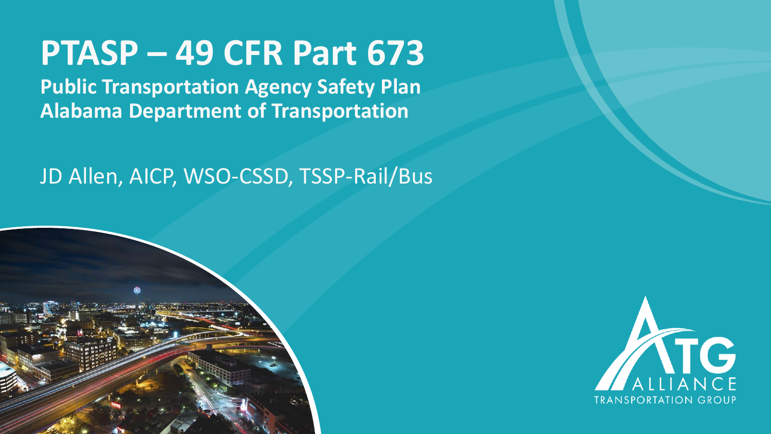# PTASP – 49 CFR Part 673

**Public Transportation Agency Safety Plan**
**Alabama Department of Transportation**

JD Allen, AICP, WSO-CSSD, TSSP-Rail/Bus

ATG
ALLIANCE
TRANSPORTATION GROUP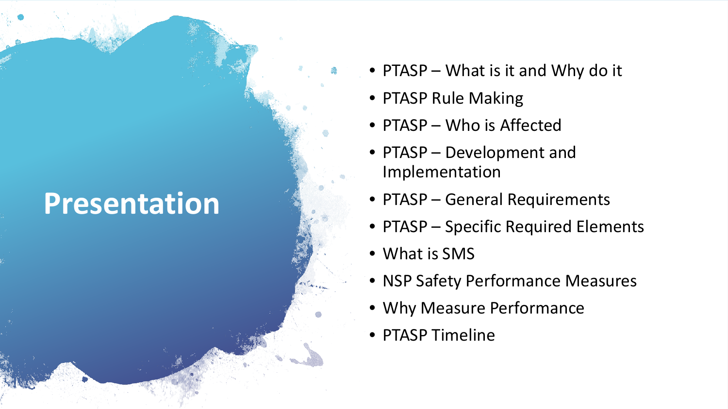# Presentation

- PTASP – What is it and Why do it
- PTASP Rule Making
- PTASP – Who is Affected
- PTASP – Development and Implementation
- PTASP – General Requirements
- PTASP – Specific Required Elements
- What is SMS
- NSP Safety Performance Measures
- Why Measure Performance
- PTASP Timeline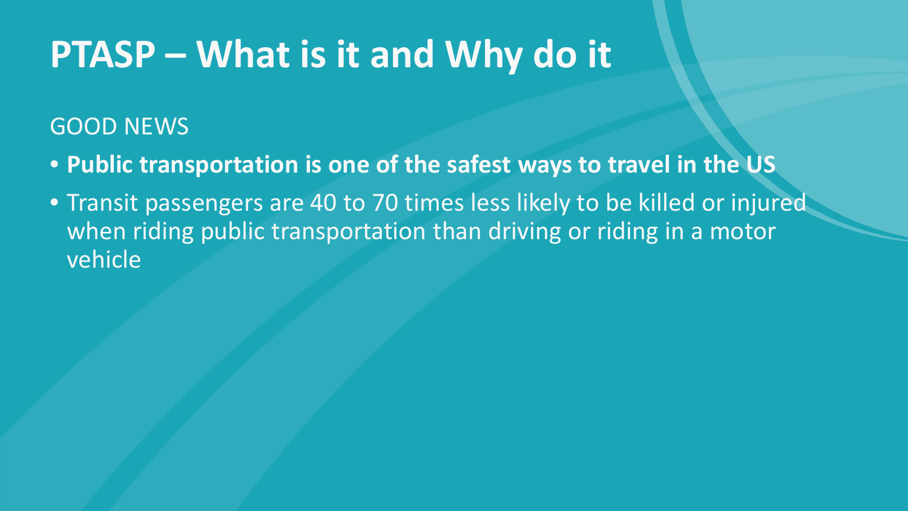# PTASP – What is it and Why do it

GOOD NEWS

- **Public transportation is one of the safest ways to travel in the US**
- Transit passengers are 40 to 70 times less likely to be killed or injured when riding public transportation than driving or riding in a motor vehicle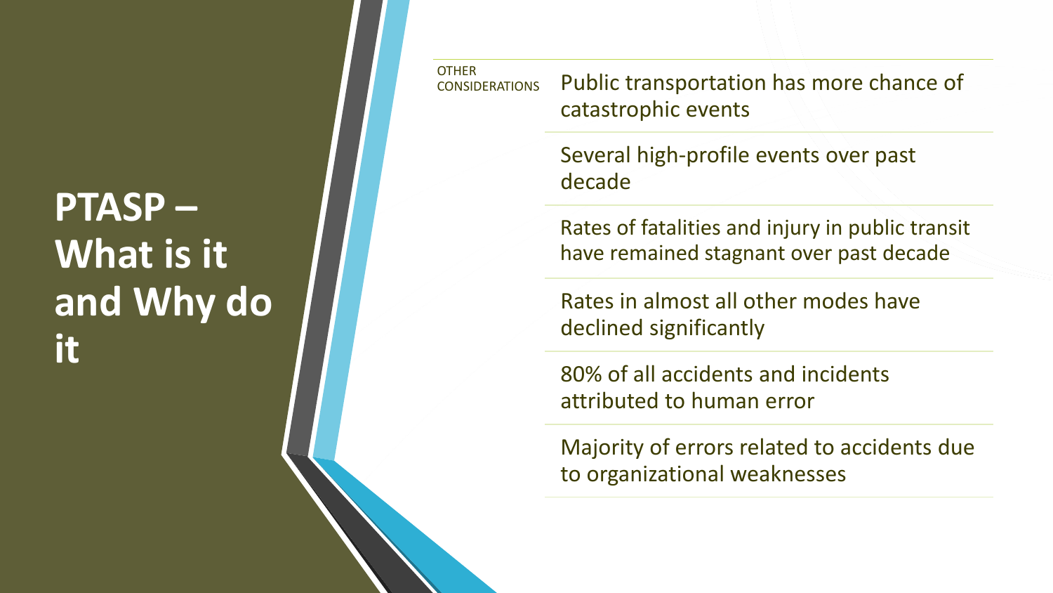# PTASP – What is it and Why do it

OTHER CONSIDERATIONS

- Public transportation has more chance of catastrophic events
- Several high-profile events over past decade
- Rates of fatalities and injury in public transit have remained stagnant over past decade
- Rates in almost all other modes have declined significantly
- 80% of all accidents and incidents attributed to human error
- Majority of errors related to accidents due to organizational weaknesses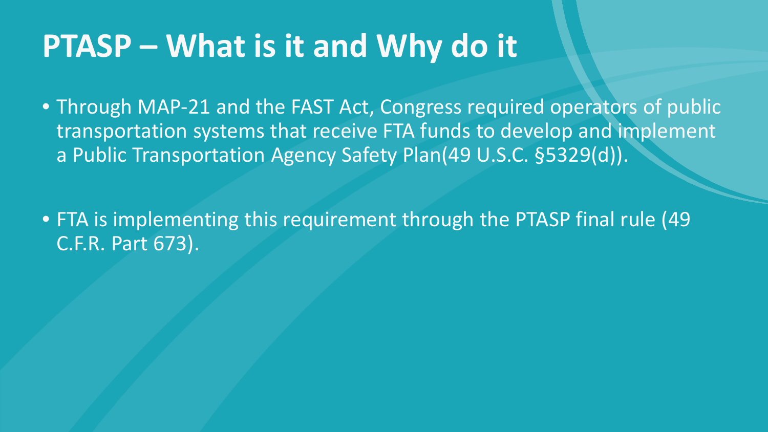# PTASP – What is it and Why do it

- Through MAP-21 and the FAST Act, Congress required operators of public transportation systems that receive FTA funds to develop and implement a Public Transportation Agency Safety Plan(49 U.S.C. §5329(d)).
- FTA is implementing this requirement through the PTASP final rule (49 C.F.R. Part 673).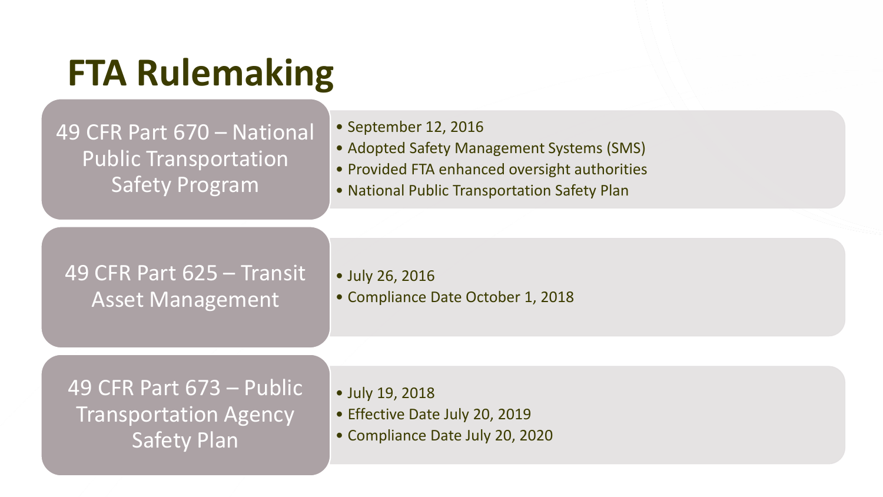# FTA Rulemaking

## 49 CFR Part 670 – National Public Transportation Safety Program

- September 12, 2016
- Adopted Safety Management Systems (SMS)
- Provided FTA enhanced oversight authorities
- National Public Transportation Safety Plan

## 49 CFR Part 625 – Transit Asset Management

- July 26, 2016
- Compliance Date October 1, 2018

## 49 CFR Part 673 – Public Transportation Agency Safety Plan

- July 19, 2018
- Effective Date July 20, 2019
- Compliance Date July 20, 2020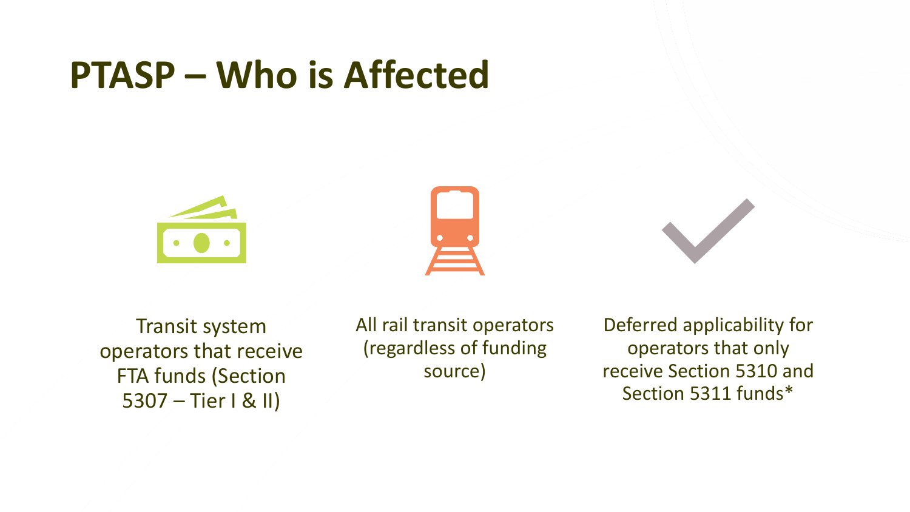# PTASP – Who is Affected

- Transit system operators that receive FTA funds (Section 5307 – Tier I & II)
- All rail transit operators (regardless of funding source)
- Deferred applicability for operators that only receive Section 5310 and Section 5311 funds*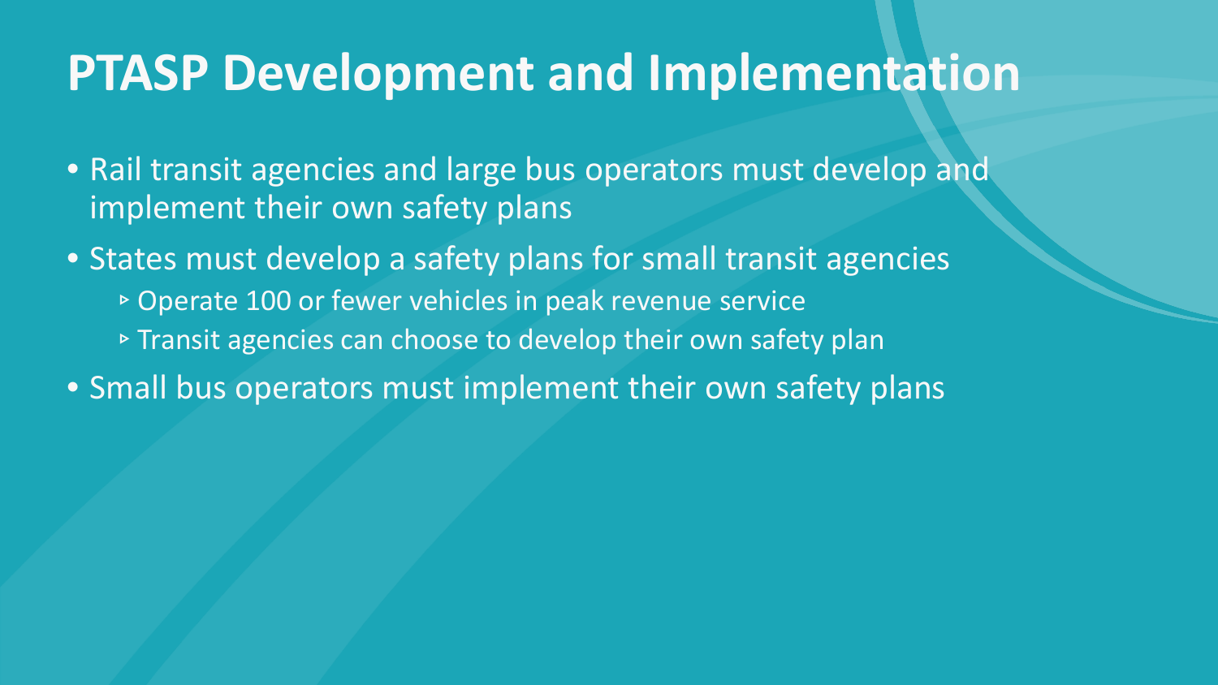# PTASP Development and Implementation

- Rail transit agencies and large bus operators must develop and implement their own safety plans
- States must develop a safety plans for small transit agencies
  - Operate 100 or fewer vehicles in peak revenue service
  - Transit agencies can choose to develop their own safety plan
- Small bus operators must implement their own safety plans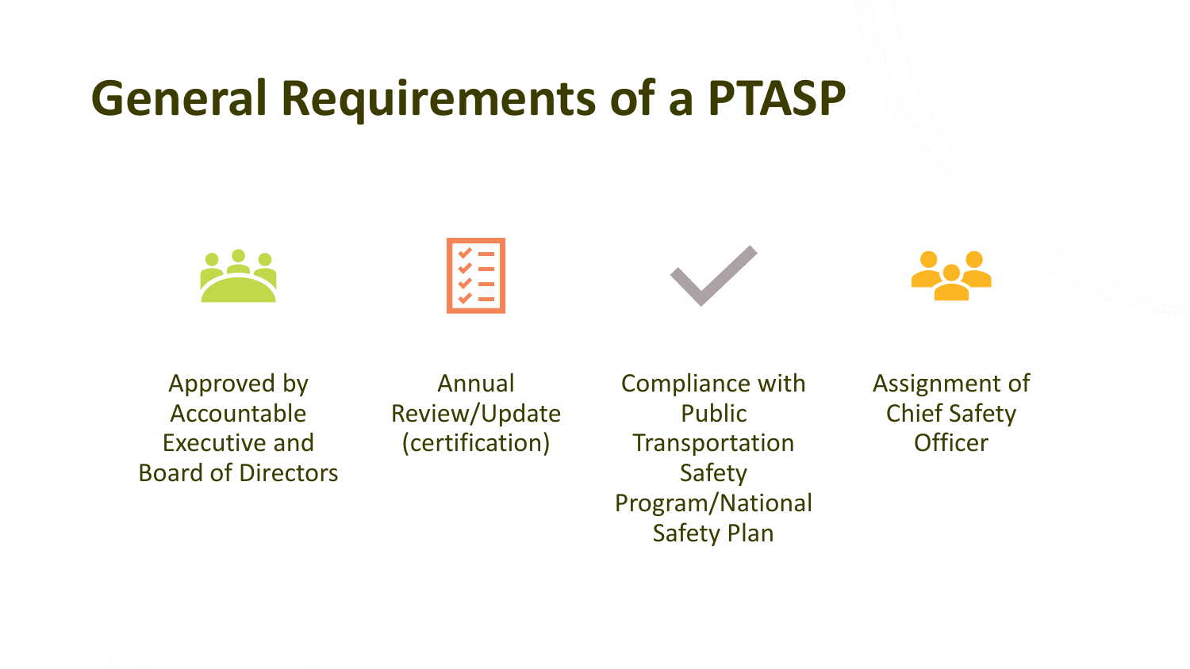# General Requirements of a PTASP

- Approved by Accountable Executive and Board of Directors
- Annual Review/Update (certification)
- Compliance with Public Transportation Safety Program/National Safety Plan
- Assignment of Chief Safety Officer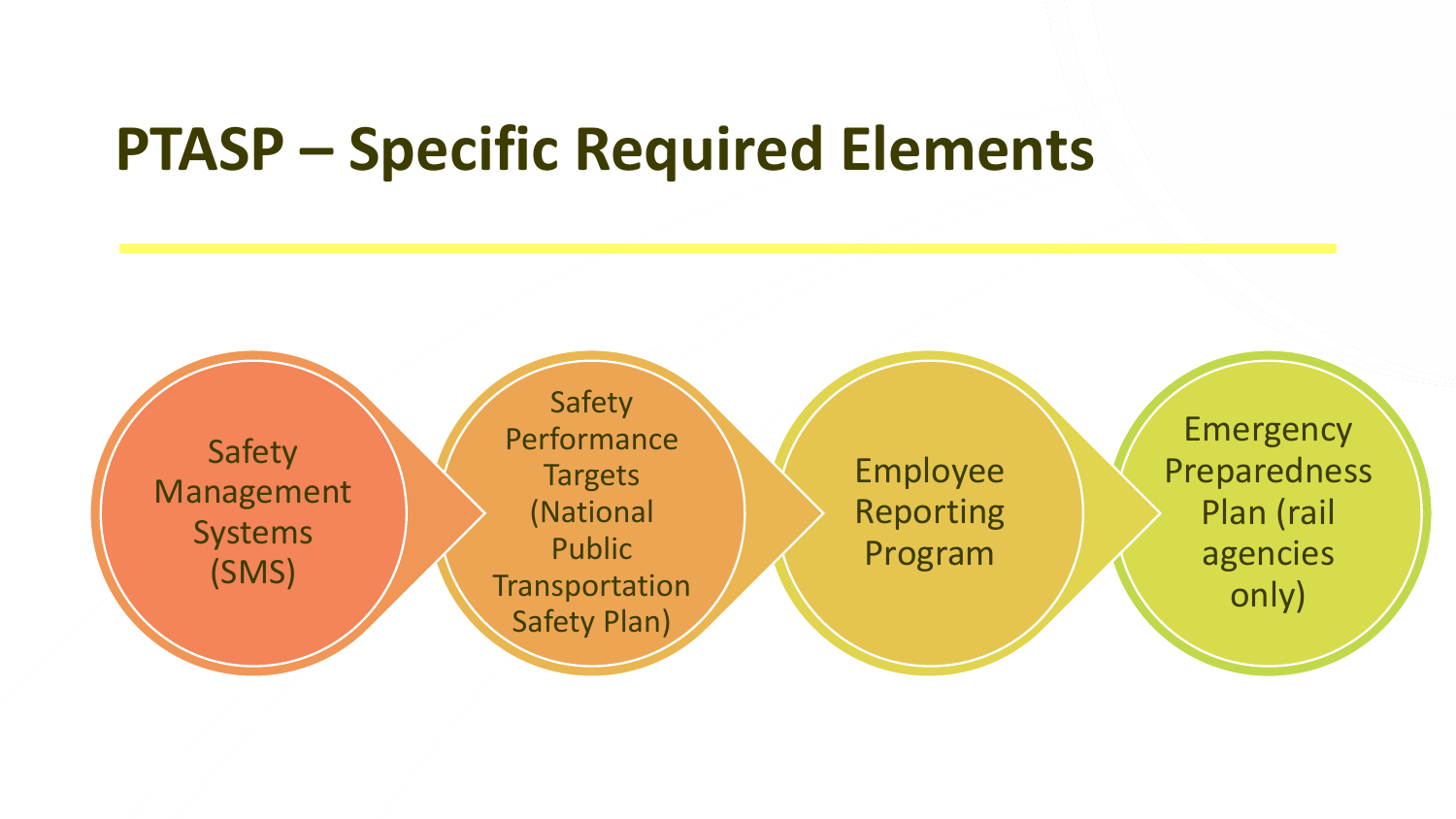# PTASP – Specific Required Elements

- Safety Management Systems (SMS)
- Safety Performance Targets (National Public Transportation Safety Plan)
- Employee Reporting Program
- Emergency Preparedness Plan (rail agencies only)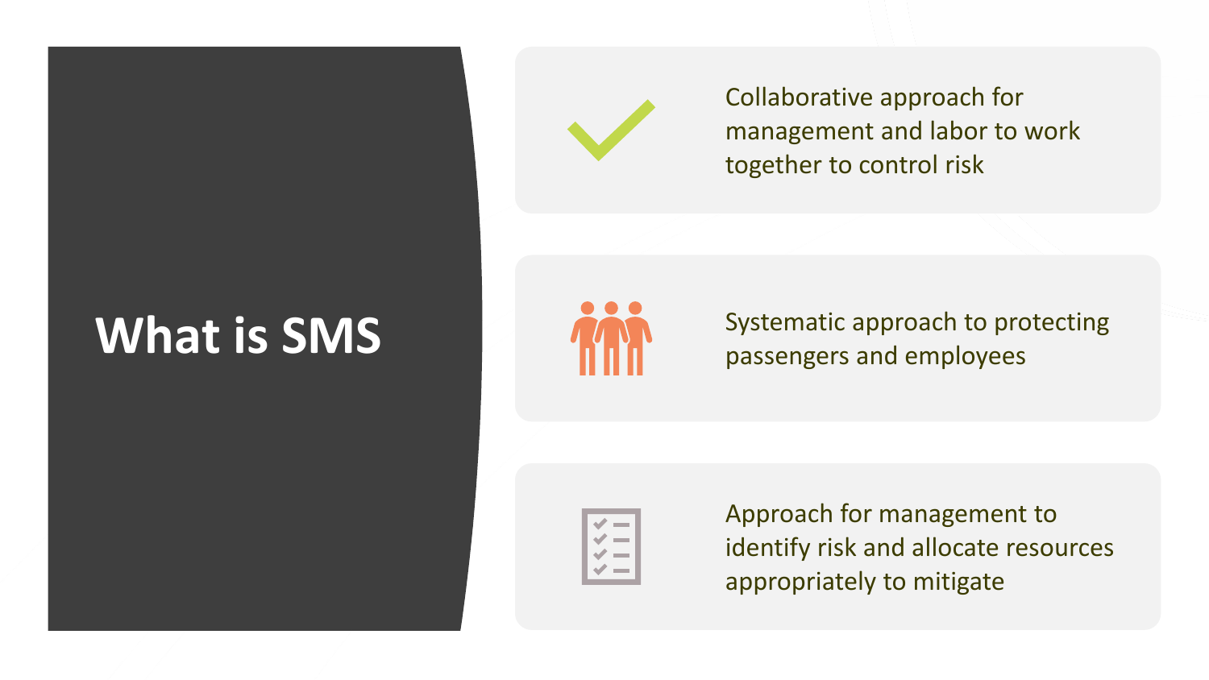# What is SMS

- Collaborative approach for management and labor to work together to control risk
- Systematic approach to protecting passengers and employees
- Approach for management to identify risk and allocate resources appropriately to mitigate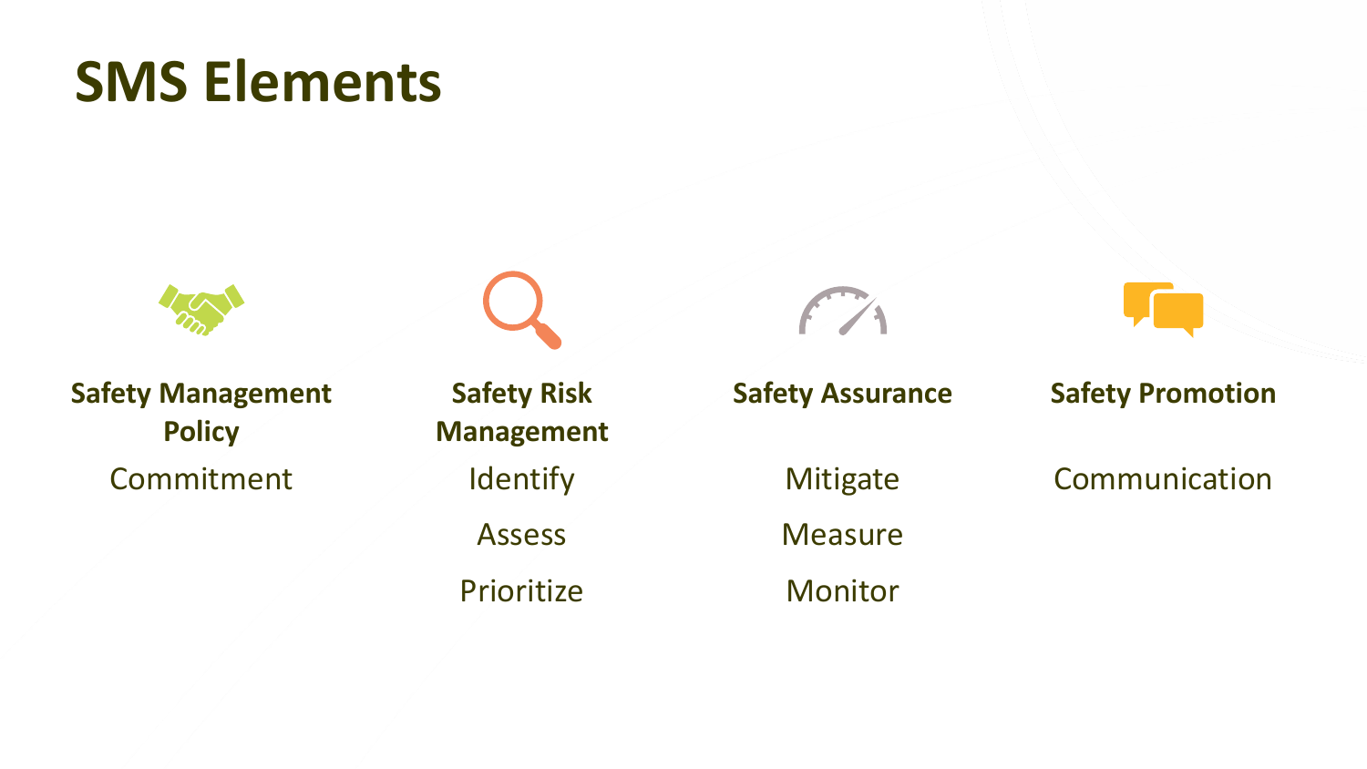# SMS Elements

**Safety Management Policy**

Commitment

**Safety Risk Management**

Identify

Assess

Prioritize

**Safety Assurance**

Mitigate

Measure

Monitor

**Safety Promotion**

Communication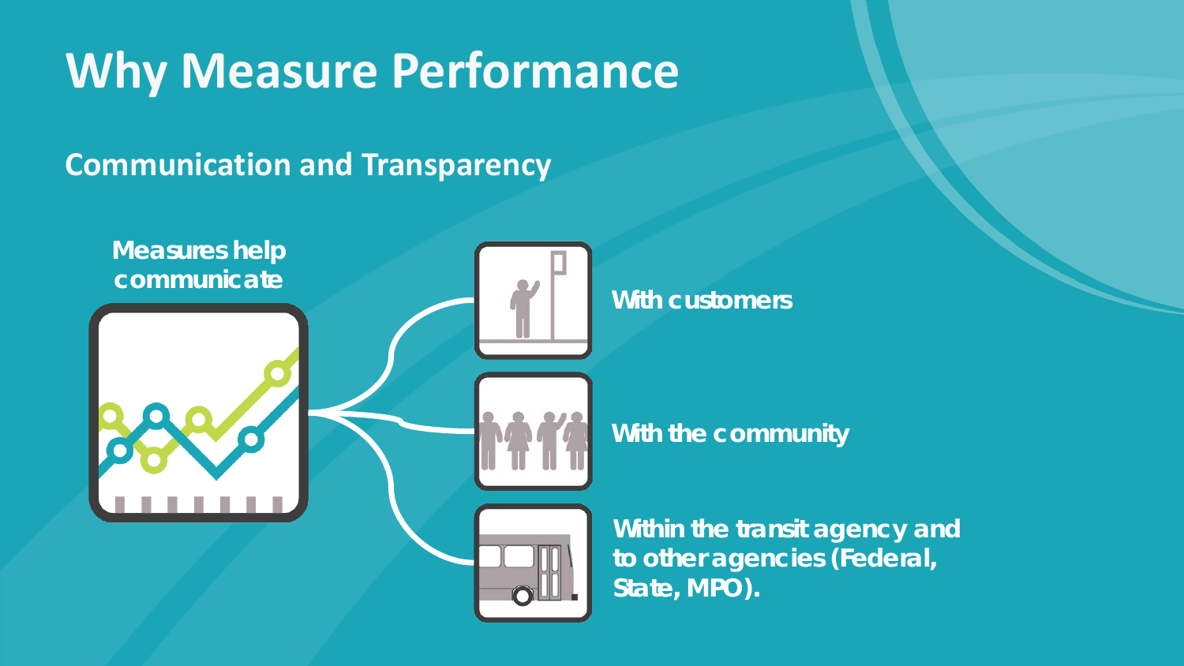# Why Measure Performance

## Communication and Transparency

**Measures help communicate**

**With customers**

**With the community**

**Within the transit agency and to other agencies (Federal, State, MPO).**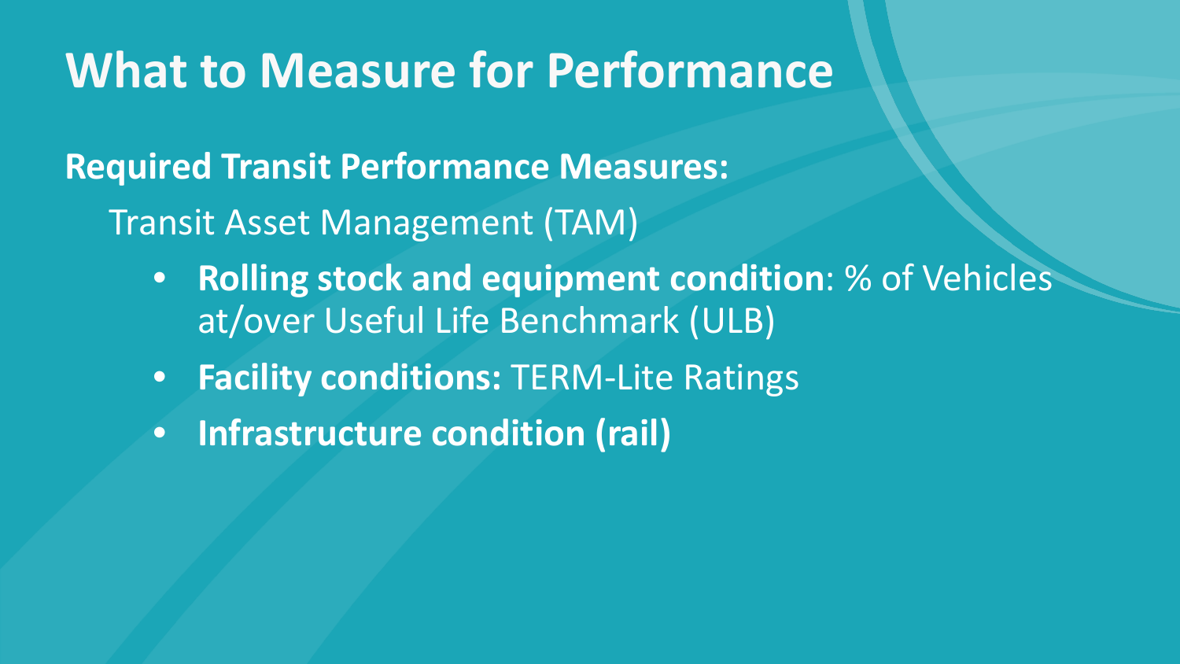# What to Measure for Performance

**Required Transit Performance Measures:**

Transit Asset Management (TAM)

- **Rolling stock and equipment condition**: % of Vehicles at/over Useful Life Benchmark (ULB)
- **Facility conditions:** TERM-Lite Ratings
- **Infrastructure condition (rail)**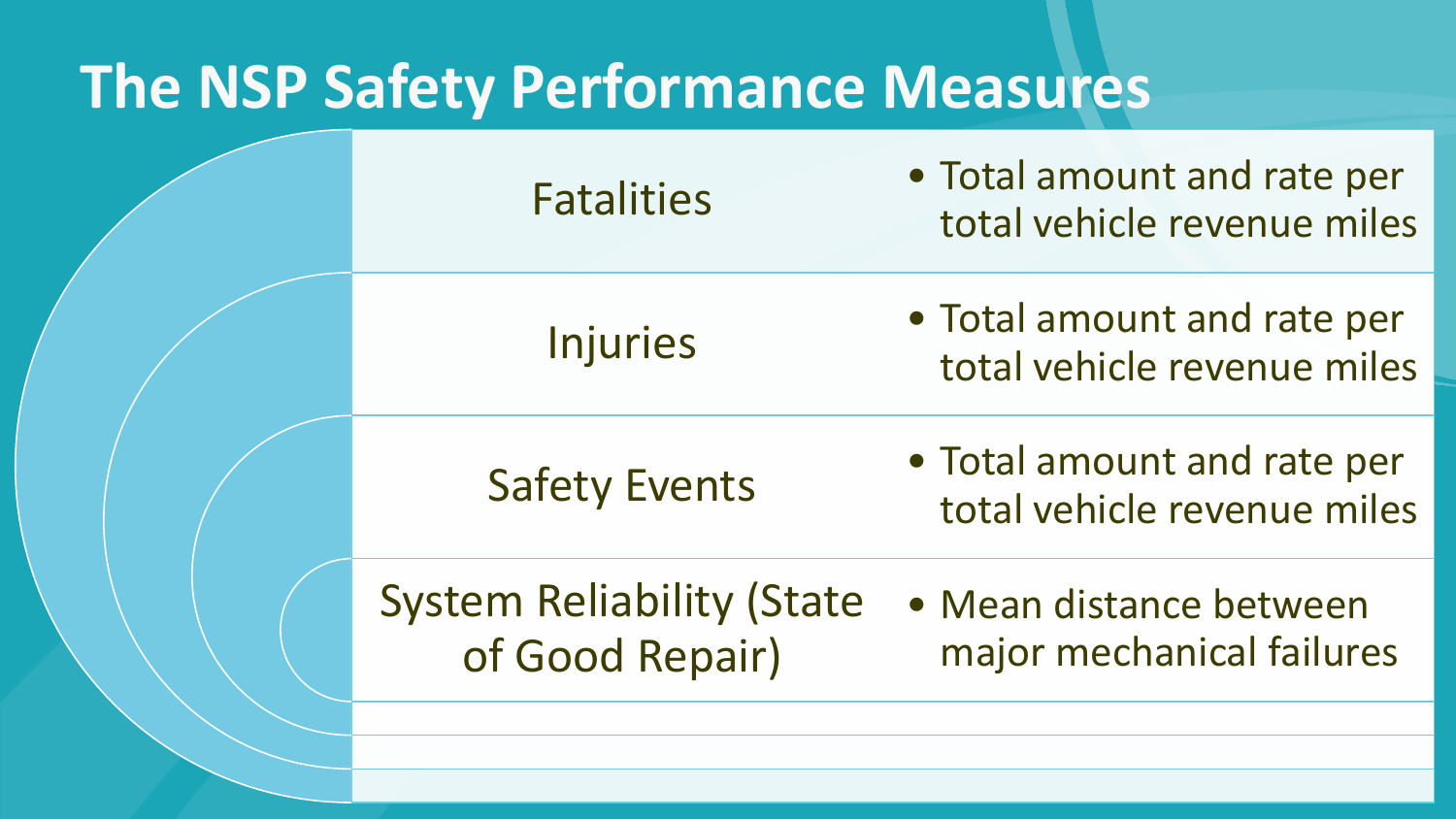# The NSP Safety Performance Measures

| Measure | Description |
| --- | --- |
| Fatalities | • Total amount and rate per total vehicle revenue miles |
| Injuries | • Total amount and rate per total vehicle revenue miles |
| Safety Events | • Total amount and rate per total vehicle revenue miles |
| System Reliability (State of Good Repair) | • Mean distance between major mechanical failures |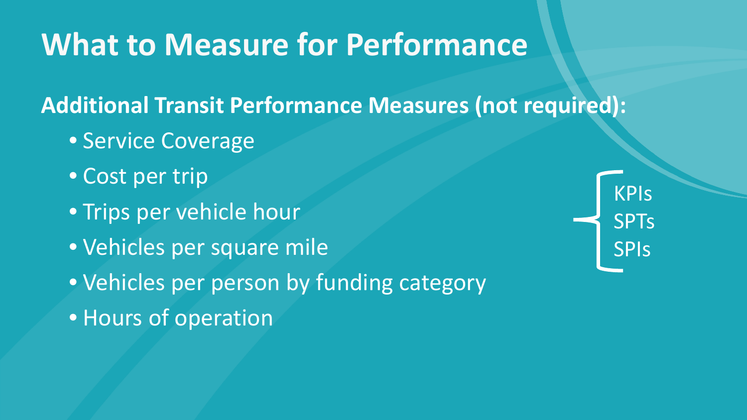# What to Measure for Performance

**Additional Transit Performance Measures (not required):**

- Service Coverage
- Cost per trip
- Trips per vehicle hour
- Vehicles per square mile
- Vehicles per person by funding category
- Hours of operation

KPIs
SPTs
SPIs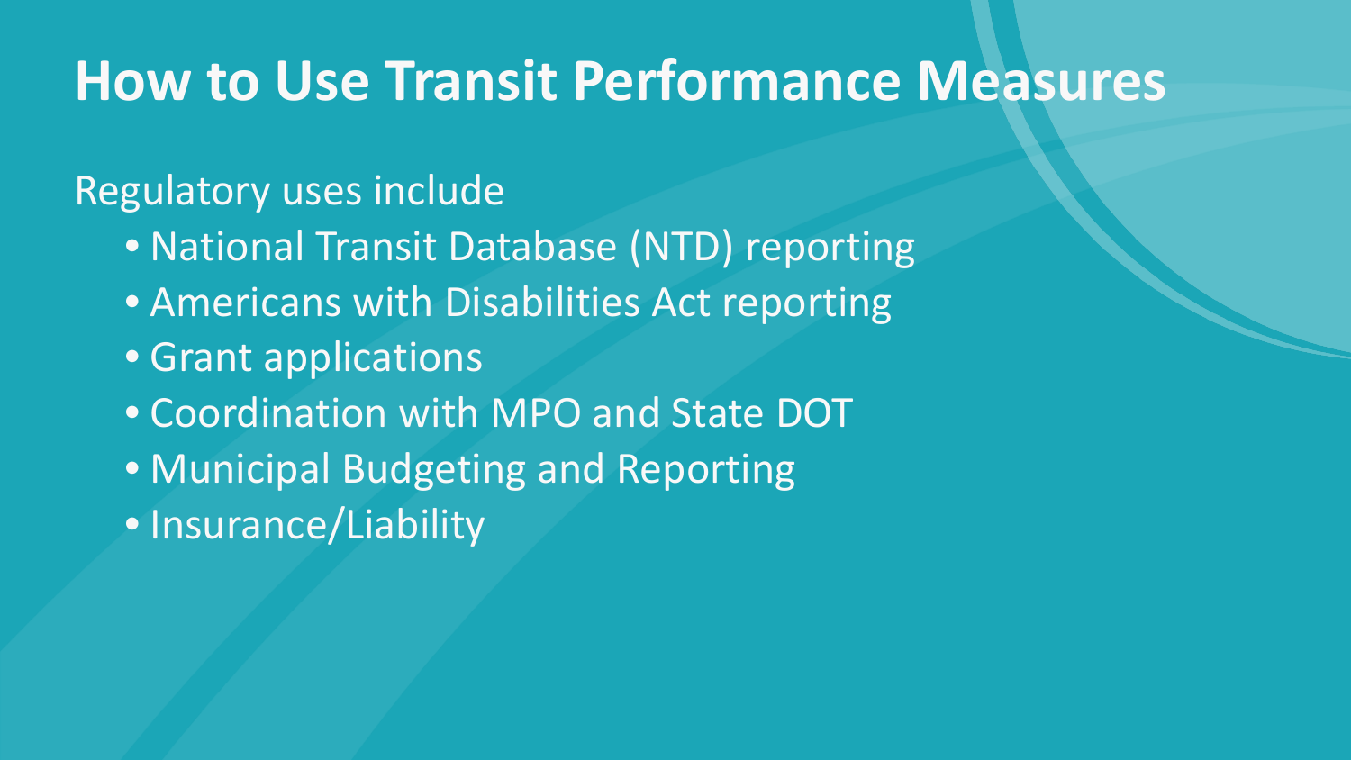# How to Use Transit Performance Measures

Regulatory uses include

- National Transit Database (NTD) reporting
- Americans with Disabilities Act reporting
- Grant applications
- Coordination with MPO and State DOT
- Municipal Budgeting and Reporting
- Insurance/Liability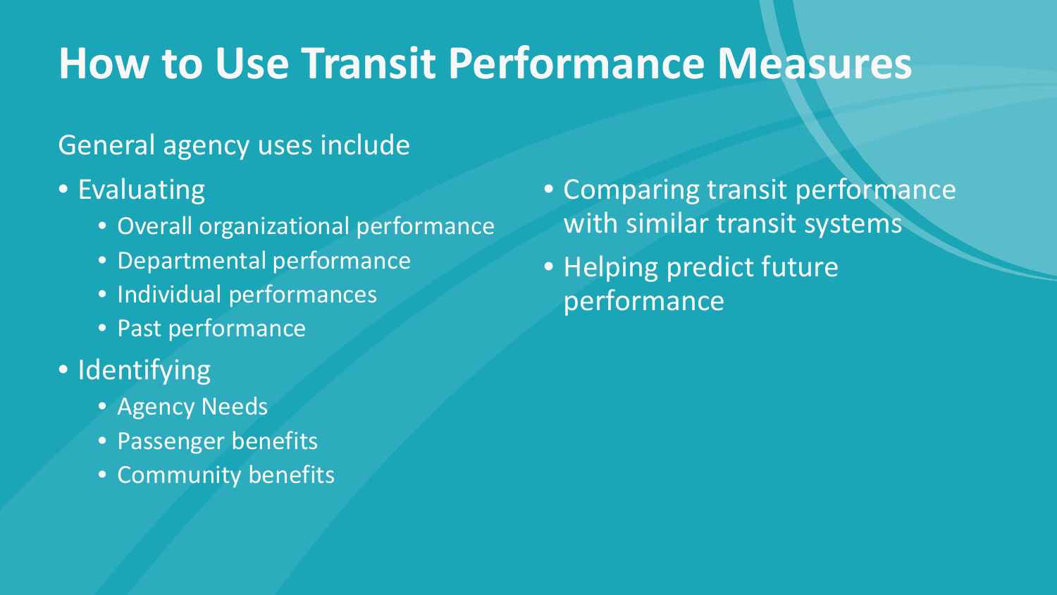# How to Use Transit Performance Measures

General agency uses include

- Evaluating
  - Overall organizational performance
  - Departmental performance
  - Individual performances
  - Past performance
- Identifying
  - Agency Needs
  - Passenger benefits
  - Community benefits
- Comparing transit performance with similar transit systems
- Helping predict future performance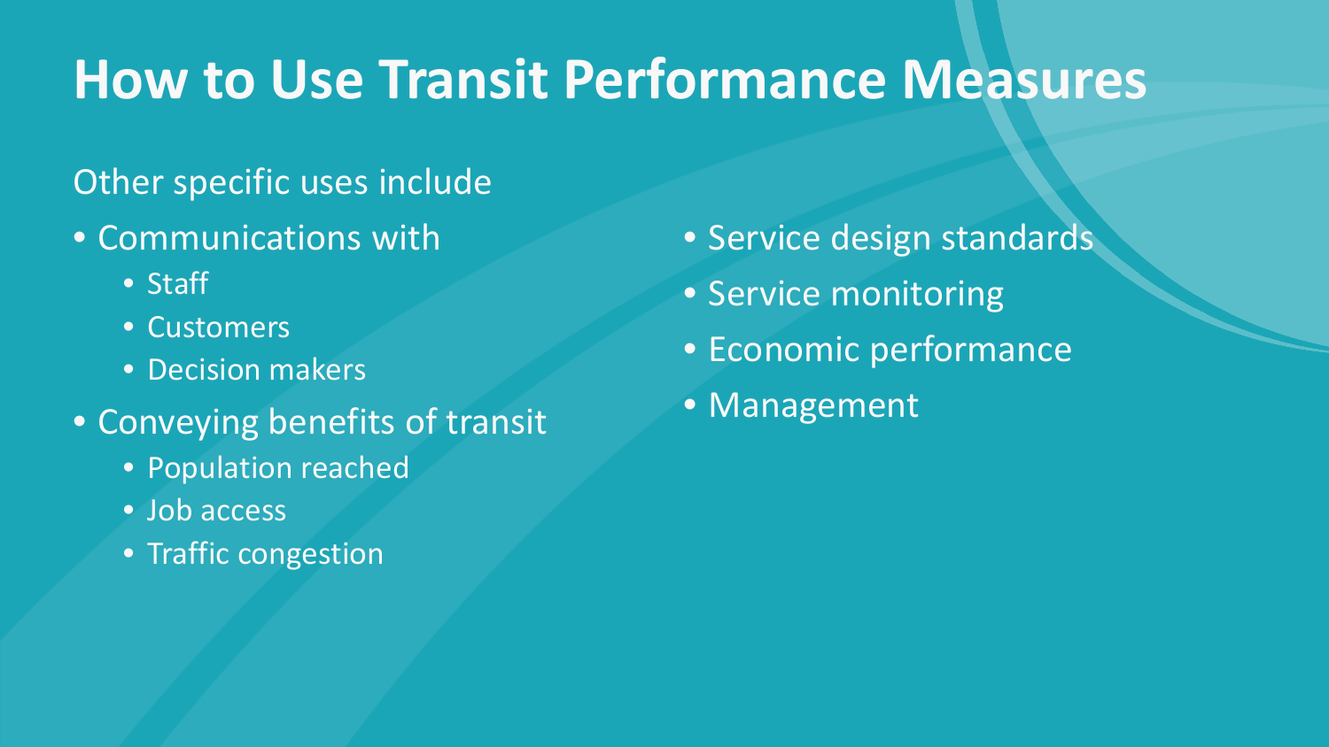# How to Use Transit Performance Measures

Other specific uses include

- Communications with
  - Staff
  - Customers
  - Decision makers
- Conveying benefits of transit
  - Population reached
  - Job access
  - Traffic congestion
- Service design standards
- Service monitoring
- Economic performance
- Management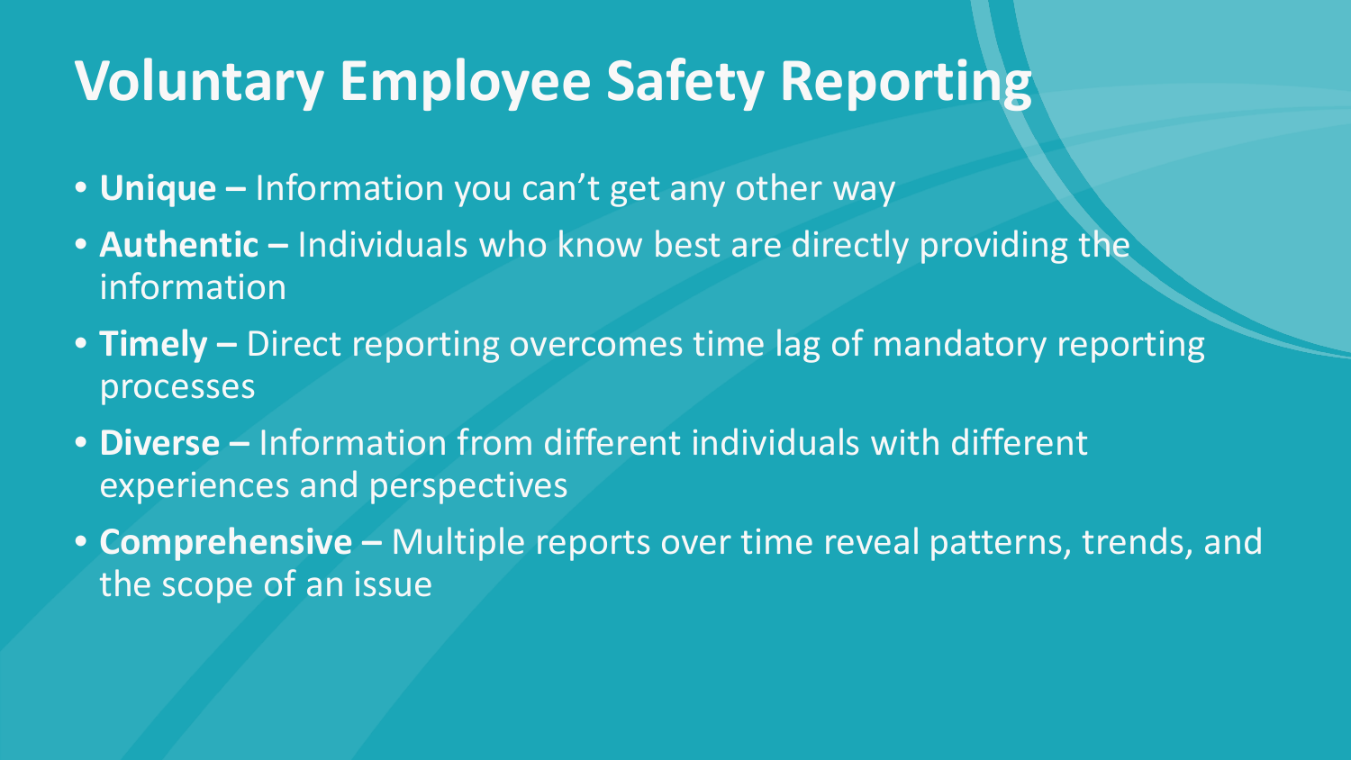# Voluntary Employee Safety Reporting

- **Unique –** Information you can't get any other way
- **Authentic –** Individuals who know best are directly providing the information
- **Timely –** Direct reporting overcomes time lag of mandatory reporting processes
- **Diverse –** Information from different individuals with different experiences and perspectives
- **Comprehensive –** Multiple reports over time reveal patterns, trends, and the scope of an issue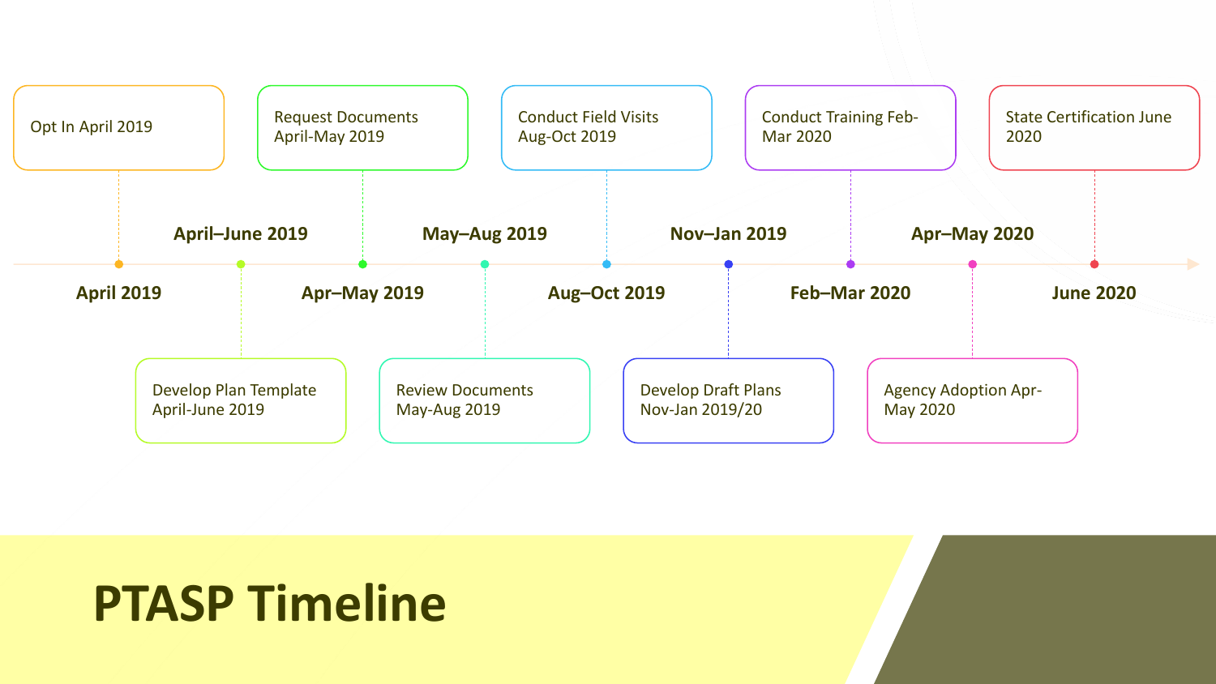# PTASP Timeline

- **April 2019** — Opt In April 2019
- **April–June 2019** — Develop Plan Template April-June 2019
- **Apr–May 2019** — Request Documents April-May 2019
- **May–Aug 2019** — Review Documents May-Aug 2019
- **Aug–Oct 2019** — Conduct Field Visits Aug-Oct 2019
- **Nov–Jan 2019** — Develop Draft Plans Nov-Jan 2019/20
- **Feb–Mar 2020** — Conduct Training Feb-Mar 2020
- **Apr–May 2020** — Agency Adoption Apr-May 2020
- **June 2020** — State Certification June 2020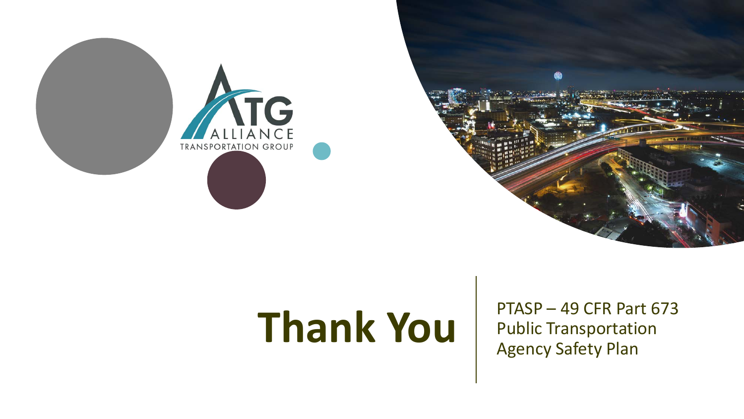ALLIANCE
TRANSPORTATION GROUP

# Thank You

PTASP – 49 CFR Part 673
Public Transportation
Agency Safety Plan